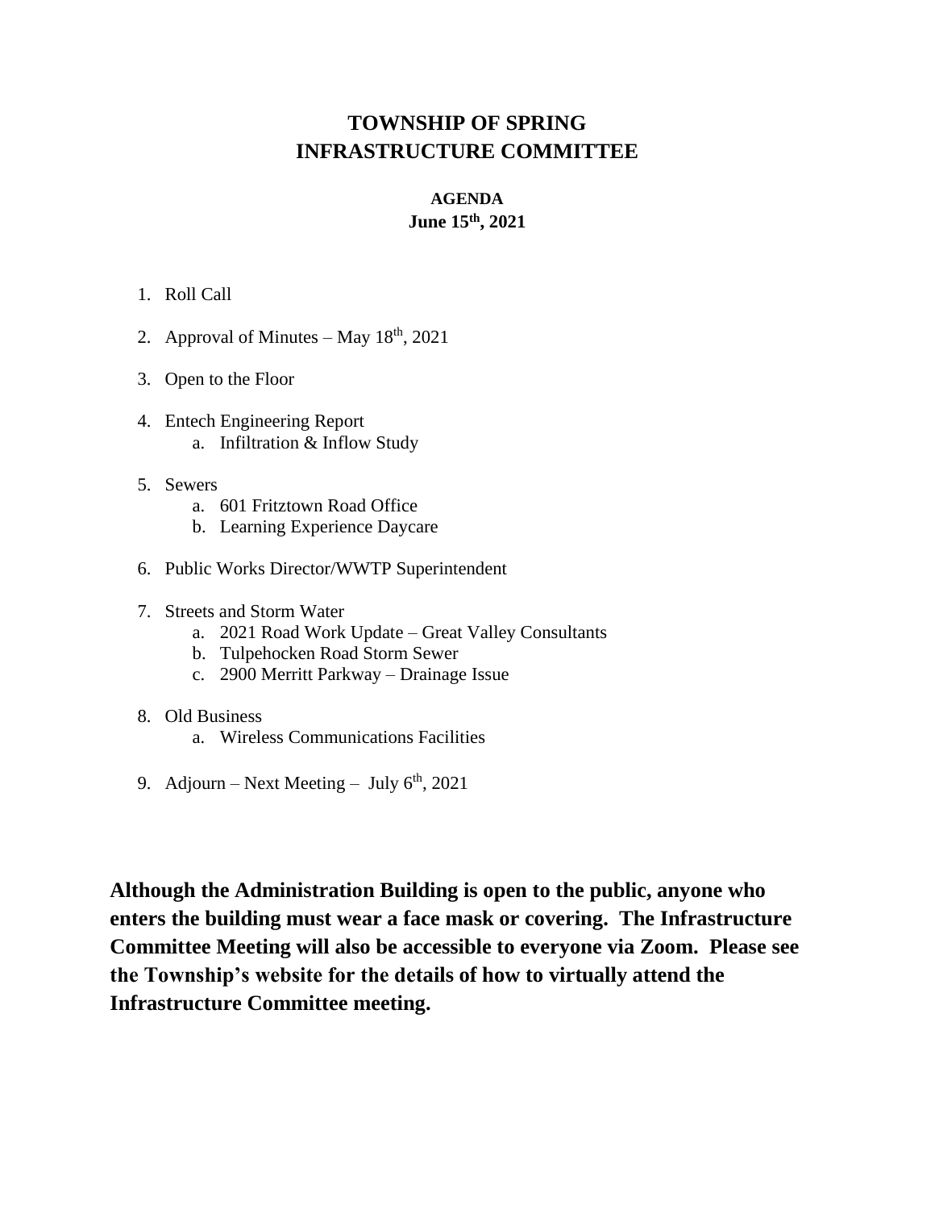# TOWNSHIP OF SPRING
# INFRASTRUCTURE COMMITTEE

## AGENDA
## June 15th, 2021

1. Roll Call

2. Approval of Minutes – May 18th, 2021

3. Open to the Floor

4. Entech Engineering Report
    a. Infiltration & Inflow Study

5. Sewers
    a. 601 Fritztown Road Office
    b. Learning Experience Daycare

6. Public Works Director/WWTP Superintendent

7. Streets and Storm Water
    a. 2021 Road Work Update – Great Valley Consultants
    b. Tulpehocken Road Storm Sewer
    c. 2900 Merritt Parkway – Drainage Issue

8. Old Business
    a. Wireless Communications Facilities

9. Adjourn – Next Meeting – July 6th, 2021

**Although the Administration Building is open to the public, anyone who enters the building must wear a face mask or covering. The Infrastructure Committee Meeting will also be accessible to everyone via Zoom. Please see the Township's website for the details of how to virtually attend the Infrastructure Committee meeting.**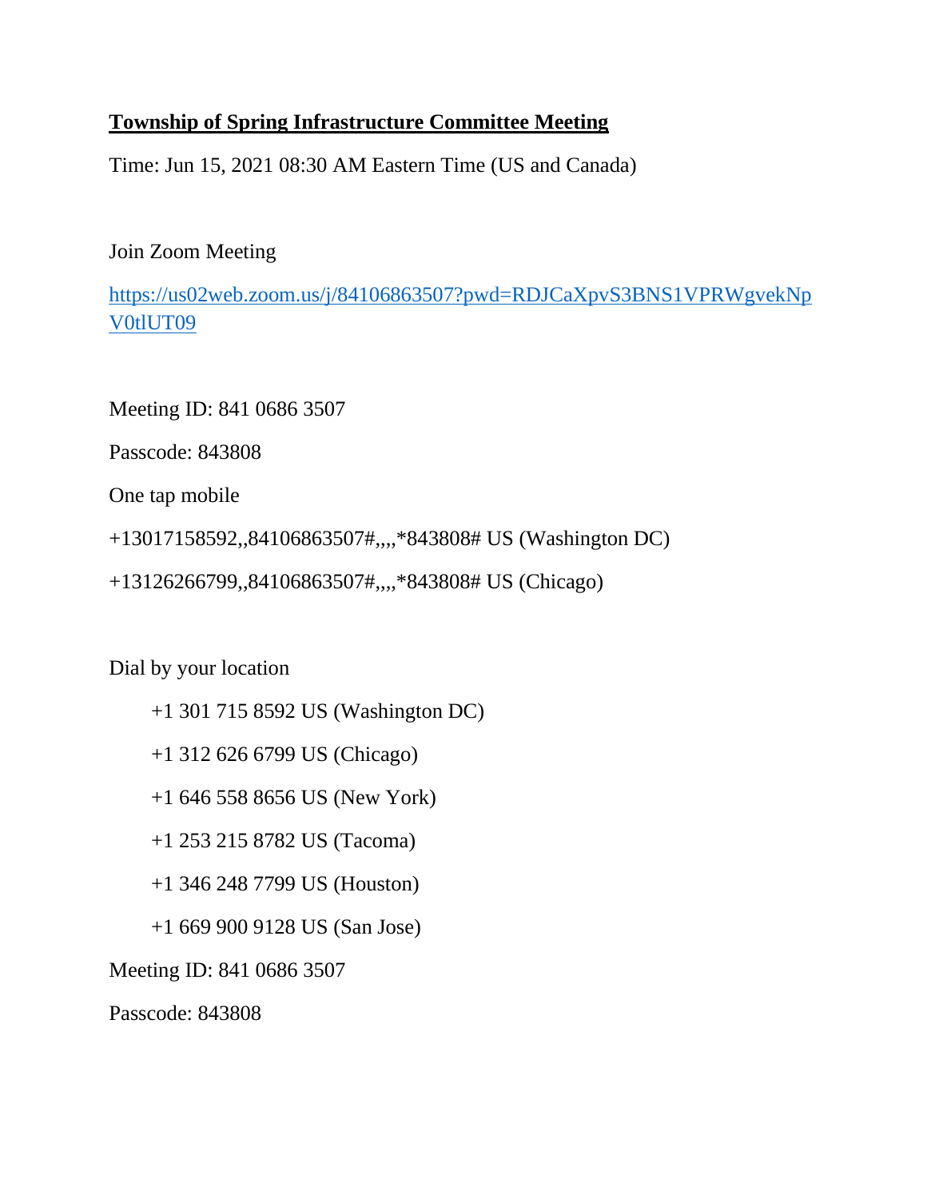**Township of Spring Infrastructure Committee Meeting**

Time: Jun 15, 2021 08:30 AM Eastern Time (US and Canada)

Join Zoom Meeting

https://us02web.zoom.us/j/84106863507?pwd=RDJCaXpvS3BNS1VPRWgvekNpV0tlUT09

Meeting ID: 841 0686 3507

Passcode: 843808

One tap mobile

+13017158592,,84106863507#,,,,*843808# US (Washington DC)

+13126266799,,84106863507#,,,,*843808# US (Chicago)

Dial by your location

+1 301 715 8592 US (Washington DC)

+1 312 626 6799 US (Chicago)

+1 646 558 8656 US (New York)

+1 253 215 8782 US (Tacoma)

+1 346 248 7799 US (Houston)

+1 669 900 9128 US (San Jose)

Meeting ID: 841 0686 3507

Passcode: 843808